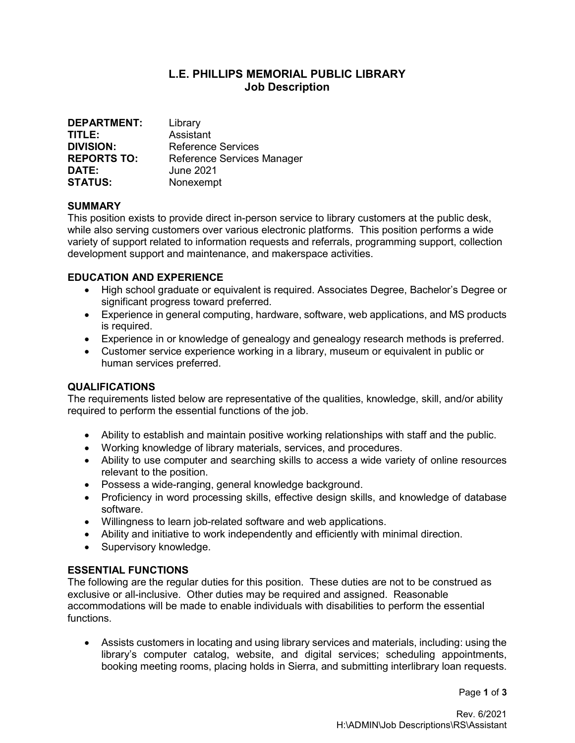# L.E. PHILLIPS MEMORIAL PUBLIC LIBRARY
## Job Description

**DEPARTMENT:** Library
**TITLE:** Assistant
**DIVISION:** Reference Services
**REPORTS TO:** Reference Services Manager
**DATE:** June 2021
**STATUS:** Nonexempt

### SUMMARY

This position exists to provide direct in-person service to library customers at the public desk, while also serving customers over various electronic platforms. This position performs a wide variety of support related to information requests and referrals, programming support, collection development support and maintenance, and makerspace activities.

### EDUCATION AND EXPERIENCE

- High school graduate or equivalent is required. Associates Degree, Bachelor's Degree or significant progress toward preferred.
- Experience in general computing, hardware, software, web applications, and MS products is required.
- Experience in or knowledge of genealogy and genealogy research methods is preferred.
- Customer service experience working in a library, museum or equivalent in public or human services preferred.

### QUALIFICATIONS

The requirements listed below are representative of the qualities, knowledge, skill, and/or ability required to perform the essential functions of the job.

- Ability to establish and maintain positive working relationships with staff and the public.
- Working knowledge of library materials, services, and procedures.
- Ability to use computer and searching skills to access a wide variety of online resources relevant to the position.
- Possess a wide-ranging, general knowledge background.
- Proficiency in word processing skills, effective design skills, and knowledge of database software.
- Willingness to learn job-related software and web applications.
- Ability and initiative to work independently and efficiently with minimal direction.
- Supervisory knowledge.

### ESSENTIAL FUNCTIONS

The following are the regular duties for this position. These duties are not to be construed as exclusive or all-inclusive. Other duties may be required and assigned. Reasonable accommodations will be made to enable individuals with disabilities to perform the essential functions.

- Assists customers in locating and using library services and materials, including: using the library's computer catalog, website, and digital services; scheduling appointments, booking meeting rooms, placing holds in Sierra, and submitting interlibrary loan requests.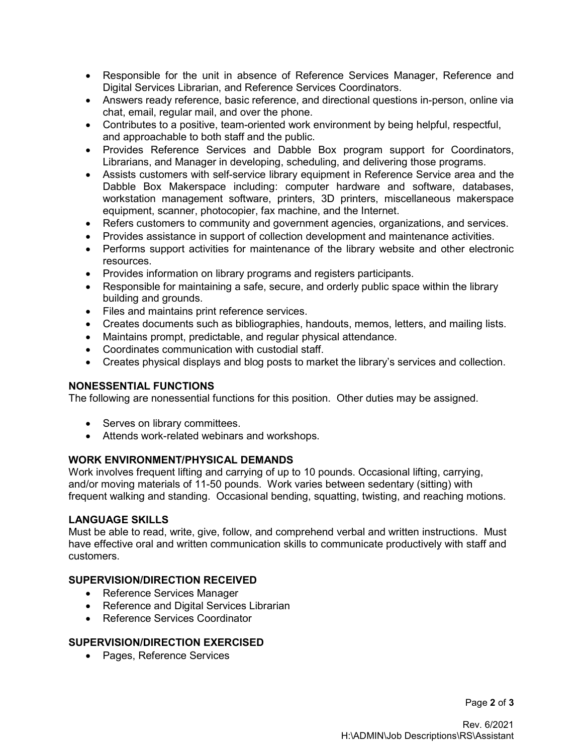- Responsible for the unit in absence of Reference Services Manager, Reference and Digital Services Librarian, and Reference Services Coordinators.
- Answers ready reference, basic reference, and directional questions in-person, online via chat, email, regular mail, and over the phone.
- Contributes to a positive, team-oriented work environment by being helpful, respectful, and approachable to both staff and the public.
- Provides Reference Services and Dabble Box program support for Coordinators, Librarians, and Manager in developing, scheduling, and delivering those programs.
- Assists customers with self-service library equipment in Reference Service area and the Dabble Box Makerspace including: computer hardware and software, databases, workstation management software, printers, 3D printers, miscellaneous makerspace equipment, scanner, photocopier, fax machine, and the Internet.
- Refers customers to community and government agencies, organizations, and services.
- Provides assistance in support of collection development and maintenance activities.
- Performs support activities for maintenance of the library website and other electronic resources.
- Provides information on library programs and registers participants.
- Responsible for maintaining a safe, secure, and orderly public space within the library building and grounds.
- Files and maintains print reference services.
- Creates documents such as bibliographies, handouts, memos, letters, and mailing lists.
- Maintains prompt, predictable, and regular physical attendance.
- Coordinates communication with custodial staff.
- Creates physical displays and blog posts to market the library's services and collection.

### NONESSENTIAL FUNCTIONS

The following are nonessential functions for this position. Other duties may be assigned.

- Serves on library committees.
- Attends work-related webinars and workshops.

### WORK ENVIRONMENT/PHYSICAL DEMANDS

Work involves frequent lifting and carrying of up to 10 pounds. Occasional lifting, carrying, and/or moving materials of 11-50 pounds. Work varies between sedentary (sitting) with frequent walking and standing. Occasional bending, squatting, twisting, and reaching motions.

### LANGUAGE SKILLS

Must be able to read, write, give, follow, and comprehend verbal and written instructions. Must have effective oral and written communication skills to communicate productively with staff and customers.

### SUPERVISION/DIRECTION RECEIVED

- Reference Services Manager
- Reference and Digital Services Librarian
- Reference Services Coordinator

### SUPERVISION/DIRECTION EXERCISED

- Pages, Reference Services

Rev. 6/2021
H:\ADMIN\Job Descriptions\RS\Assistant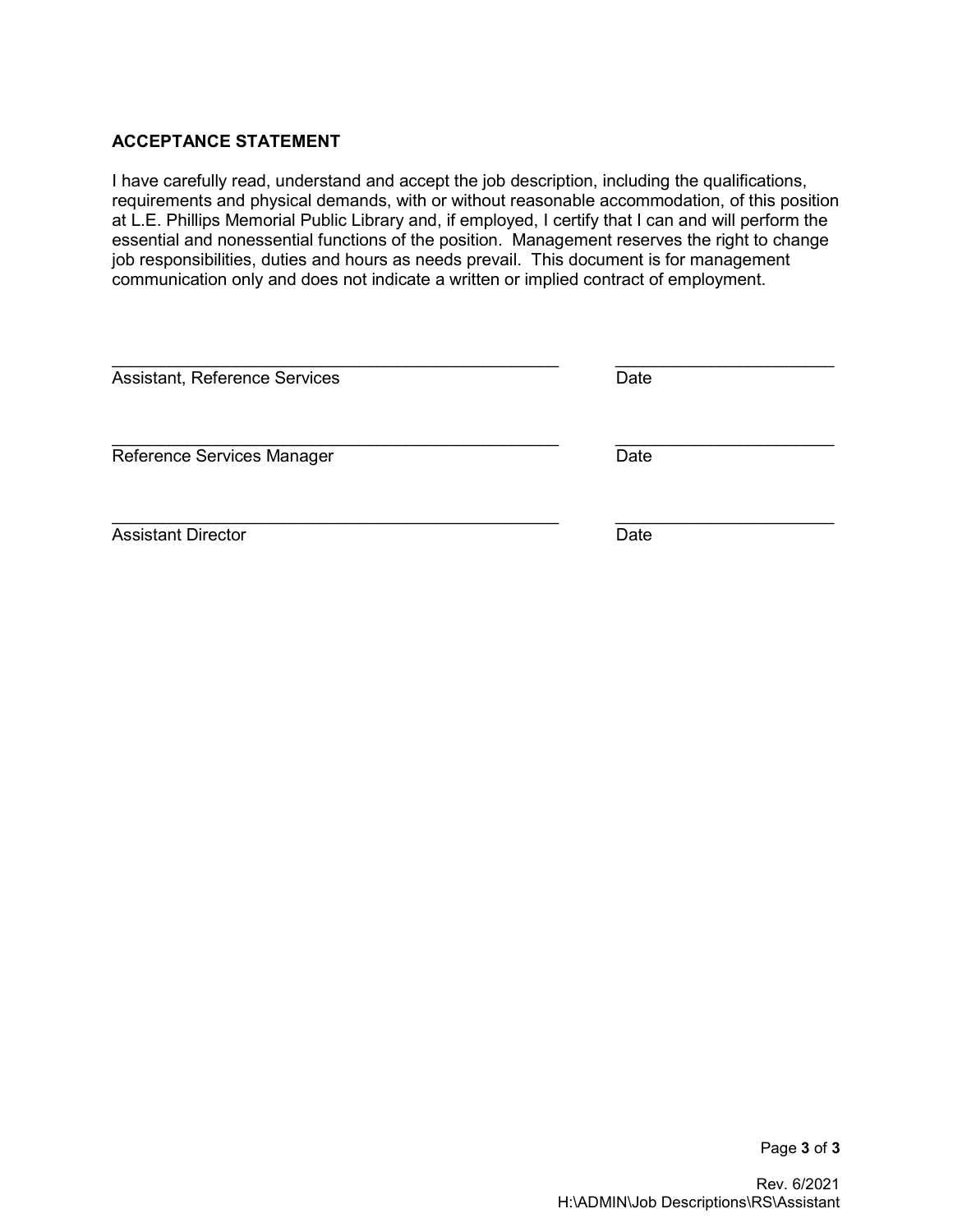## ACCEPTANCE STATEMENT

I have carefully read, understand and accept the job description, including the qualifications, requirements and physical demands, with or without reasonable accommodation, of this position at L.E. Phillips Memorial Public Library and, if employed, I certify that I can and will perform the essential and nonessential functions of the position. Management reserves the right to change job responsibilities, duties and hours as needs prevail. This document is for management communication only and does not indicate a written or implied contract of employment.

_______________________________________________ _______________________

Assistant, Reference Services Date

_______________________________________________ _______________________

Reference Services Manager Date

_______________________________________________ _______________________

Assistant Director Date

Rev. 6/2021
H:\ADMIN\Job Descriptions\RS\Assistant